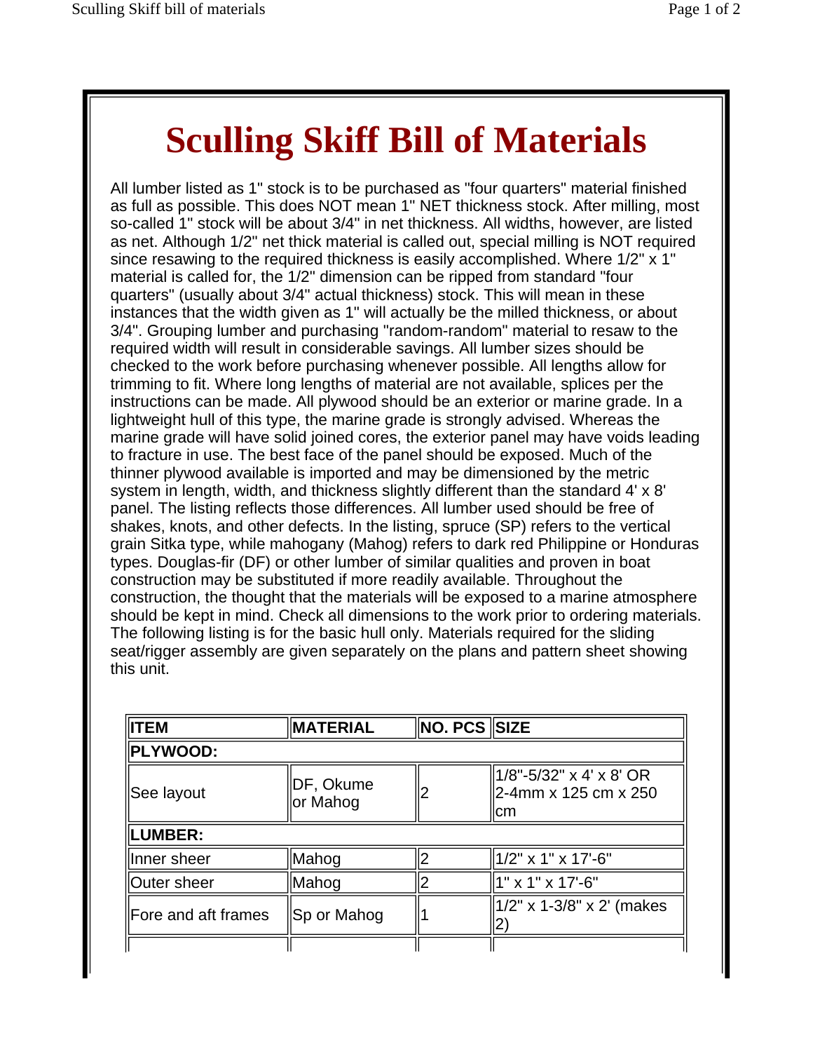# Sculling Skiff Bill of Materials

All lumber listed as 1" stock is to be purchased as "four quarters" material finished as full as possible. This does NOT mean 1" NET thickness stock. After milling, most so-called 1" stock will be about 3/4" in net thickness. All widths, however, are listed as net. Although 1/2" net thick material is called out, special milling is NOT required since resawing to the required thickness is easily accomplished. Where 1/2" x 1" material is called for, the 1/2" dimension can be ripped from standard "four quarters" (usually about 3/4" actual thickness) stock. This will mean in these instances that the width given as 1" will actually be the milled thickness, or about 3/4". Grouping lumber and purchasing "random-random" material to resaw to the required width will result in considerable savings. All lumber sizes should be checked to the work before purchasing whenever possible. All lengths allow for trimming to fit. Where long lengths of material are not available, splices per the instructions can be made. All plywood should be an exterior or marine grade. In a lightweight hull of this type, the marine grade is strongly advised. Whereas the marine grade will have solid joined cores, the exterior panel may have voids leading to fracture in use. The best face of the panel should be exposed. Much of the thinner plywood available is imported and may be dimensioned by the metric system in length, width, and thickness slightly different than the standard 4' x 8' panel. The listing reflects those differences. All lumber used should be free of shakes, knots, and other defects. In the listing, spruce (SP) refers to the vertical grain Sitka type, while mahogany (Mahog) refers to dark red Philippine or Honduras types. Douglas-fir (DF) or other lumber of similar qualities and proven in boat construction may be substituted if more readily available. Throughout the construction, the thought that the materials will be exposed to a marine atmosphere should be kept in mind. Check all dimensions to the work prior to ordering materials. The following listing is for the basic hull only. Materials required for the sliding seat/rigger assembly are given separately on the plans and pattern sheet showing this unit.

| ITEM | MATERIAL | NO. PCS | SIZE |
|---|---|---|---|
| **PLYWOOD:** | | | |
| See layout | DF, Okume or Mahog | 2 | 1/8"-5/32" x 4' x 8' OR 2-4mm x 125 cm x 250 cm |
| **LUMBER:** | | | |
| Inner sheer | Mahog | 2 | 1/2" x 1" x 17'-6" |
| Outer sheer | Mahog | 2 | 1" x 1" x 17'-6" |
| Fore and aft frames | Sp or Mahog | 1 | 1/2" x 1-3/8" x 2' (makes 2) |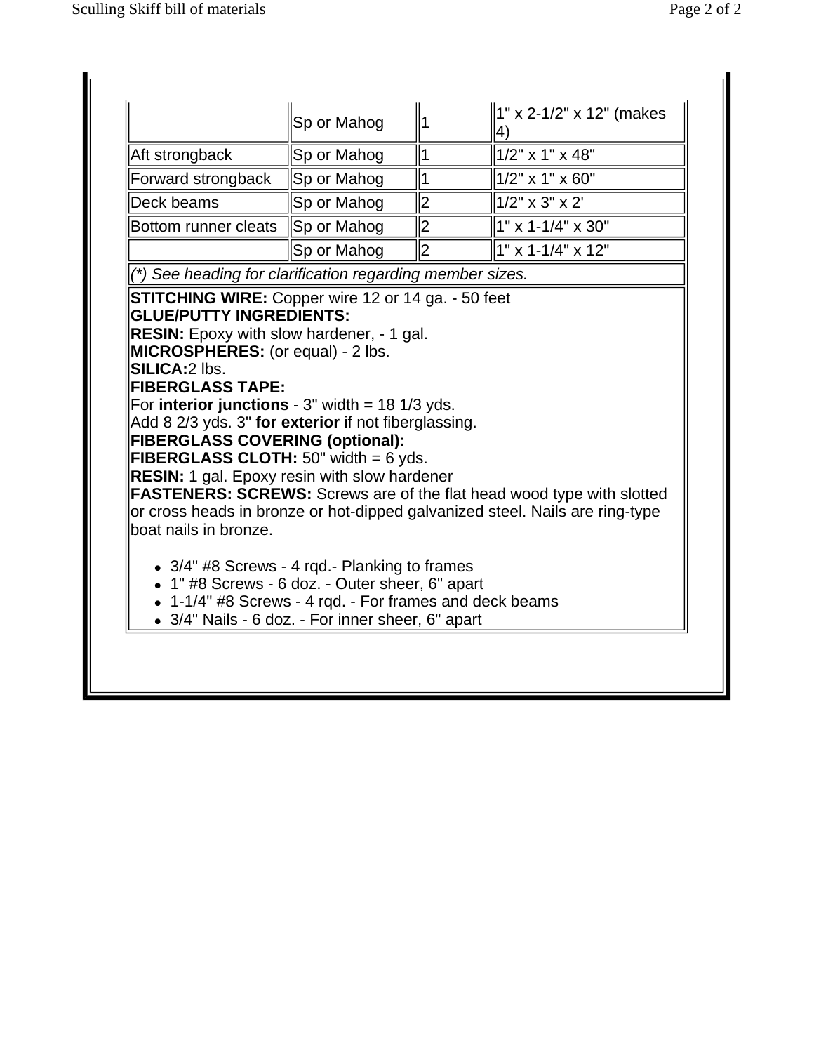| | | | |
|---|---|---|---|
| | Sp or Mahog | 1 | 1" x 2-1/2" x 12" (makes 4) |
| Aft strongback | Sp or Mahog | 1 | 1/2" x 1" x 48" |
| Forward strongback | Sp or Mahog | 1 | 1/2" x 1" x 60" |
| Deck beams | Sp or Mahog | 2 | 1/2" x 3" x 2' |
| Bottom runner cleats | Sp or Mahog | 2 | 1" x 1-1/4" x 30" |
| | Sp or Mahog | 2 | 1" x 1-1/4" x 12" |
| *(\*) See heading for clarification regarding member sizes.* | | | |

**STITCHING WIRE:** Copper wire 12 or 14 ga. - 50 feet
**GLUE/PUTTY INGREDIENTS:**
**RESIN:** Epoxy with slow hardener, - 1 gal.
**MICROSPHERES:** (or equal) - 2 lbs.
**SILICA:**2 lbs.
**FIBERGLASS TAPE:**
For **interior junctions** - 3" width = 18 1/3 yds.
Add 8 2/3 yds. 3" **for exterior** if not fiberglassing.
**FIBERGLASS COVERING (optional):**
**FIBERGLASS CLOTH:** 50" width = 6 yds.
**RESIN:** 1 gal. Epoxy resin with slow hardener
**FASTENERS: SCREWS:** Screws are of the flat head wood type with slotted or cross heads in bronze or hot-dipped galvanized steel. Nails are ring-type boat nails in bronze.

- 3/4" #8 Screws - 4 rqd.- Planking to frames
- 1" #8 Screws - 6 doz. - Outer sheer, 6" apart
- 1-1/4" #8 Screws - 4 rqd. - For frames and deck beams
- 3/4" Nails - 6 doz. - For inner sheer, 6" apart